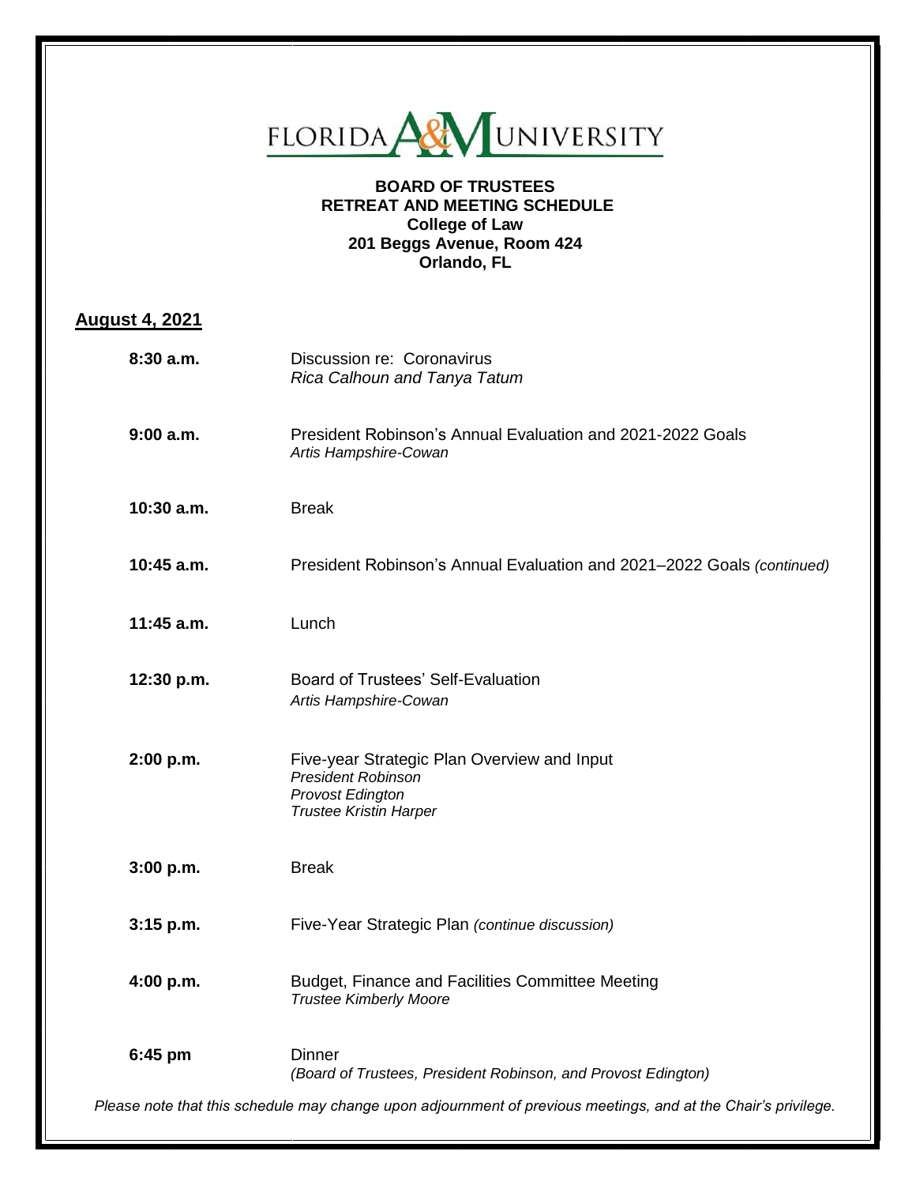FLORIDA A&M UNIVERSITY

**BOARD OF TRUSTEES**
**RETREAT AND MEETING SCHEDULE**
**College of Law**
**201 Beggs Avenue, Room 424**
**Orlando, FL**

**August 4, 2021**

**8:30 a.m.** Discussion re: Coronavirus
*Rica Calhoun and Tanya Tatum*

**9:00 a.m.** President Robinson's Annual Evaluation and 2021-2022 Goals
*Artis Hampshire-Cowan*

**10:30 a.m.** Break

**10:45 a.m.** President Robinson's Annual Evaluation and 2021–2022 Goals *(continued)*

**11:45 a.m.** Lunch

**12:30 p.m.** Board of Trustees' Self-Evaluation
*Artis Hampshire-Cowan*

**2:00 p.m.** Five-year Strategic Plan Overview and Input
*President Robinson*
*Provost Edington*
*Trustee Kristin Harper*

**3:00 p.m.** Break

**3:15 p.m.** Five-Year Strategic Plan *(continue discussion)*

**4:00 p.m.** Budget, Finance and Facilities Committee Meeting
*Trustee Kimberly Moore*

**6:45 pm** Dinner
*(Board of Trustees, President Robinson, and Provost Edington)*

*Please note that this schedule may change upon adjournment of previous meetings, and at the Chair's privilege.*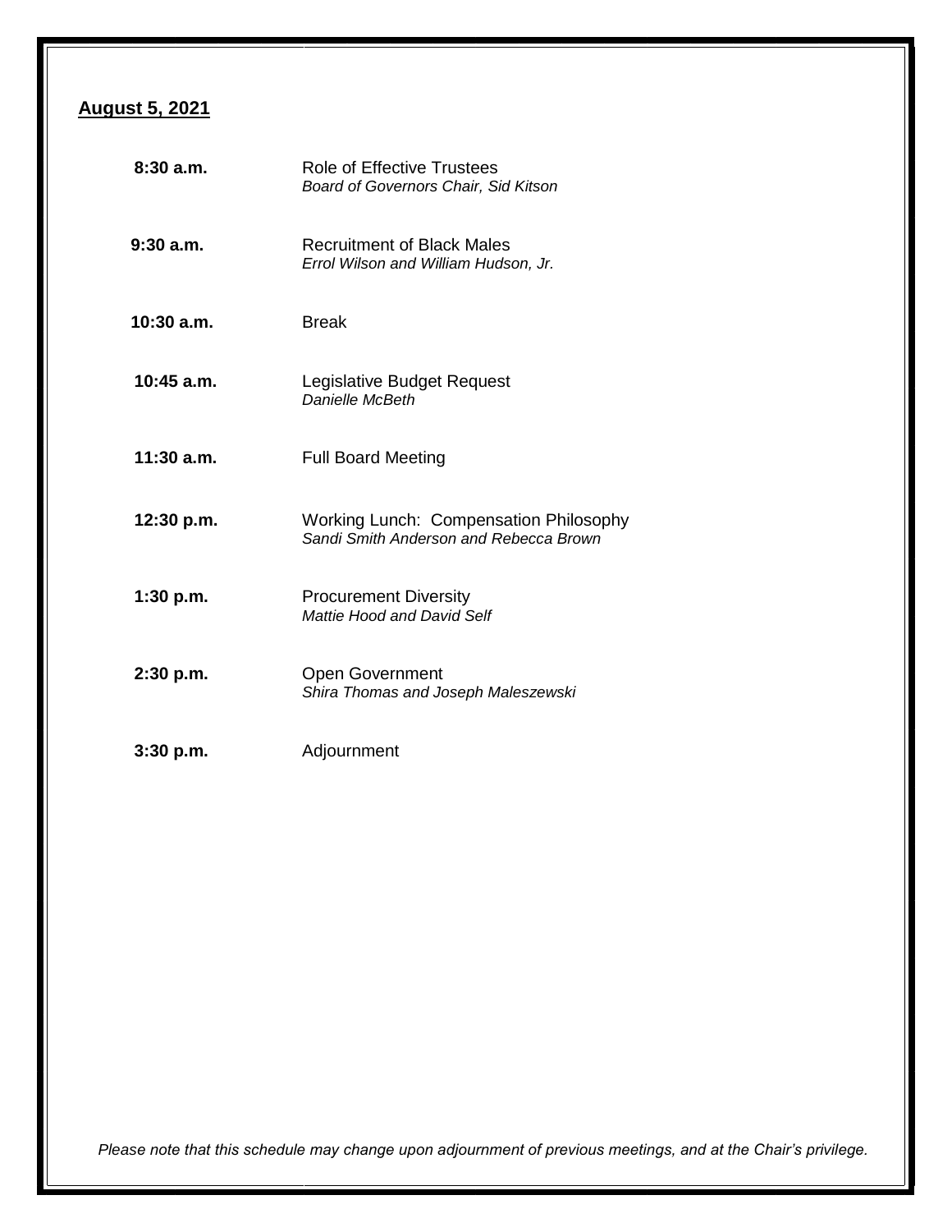**August 5, 2021**

| | |
|---|---|
| **8:30 a.m.** | Role of Effective Trustees<br>*Board of Governors Chair, Sid Kitson* |
| **9:30 a.m.** | Recruitment of Black Males<br>*Errol Wilson and William Hudson, Jr.* |
| **10:30 a.m.** | Break |
| **10:45 a.m.** | Legislative Budget Request<br>*Danielle McBeth* |
| **11:30 a.m.** | Full Board Meeting |
| **12:30 p.m.** | Working Lunch: Compensation Philosophy<br>*Sandi Smith Anderson and Rebecca Brown* |
| **1:30 p.m.** | Procurement Diversity<br>*Mattie Hood and David Self* |
| **2:30 p.m.** | Open Government<br>*Shira Thomas and Joseph Maleszewski* |
| **3:30 p.m.** | Adjournment |

*Please note that this schedule may change upon adjournment of previous meetings, and at the Chair's privilege.*